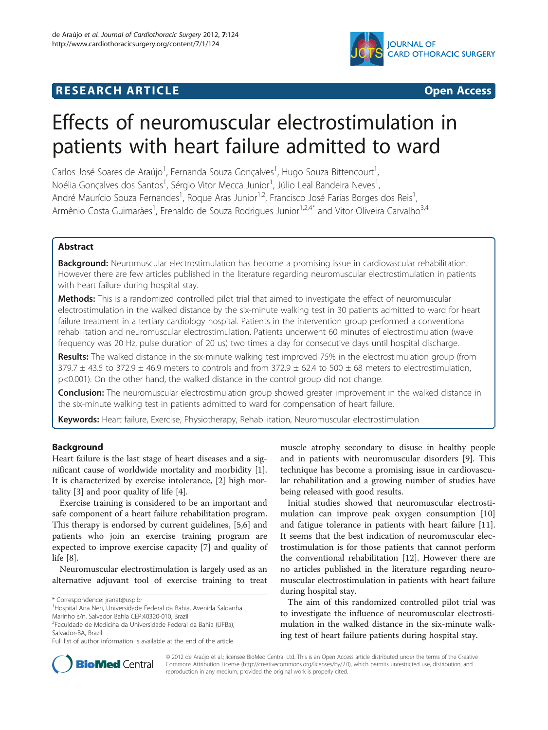**RESEARCH ARTICLE** **Open Access**

# Effects of neuromuscular electrostimulation in patients with heart failure admitted to ward

Carlos José Soares de Araújo[1], Fernanda Souza Gonçalves[1], Hugo Souza Bittencourt[1], Noélia Gonçalves dos Santos[1], Sérgio Vitor Mecca Junior[1], Júlio Leal Bandeira Neves[1], André Maurício Souza Fernandes[1], Roque Aras Junior[1,2], Francisco José Farias Borges dos Reis[1], Armênio Costa Guimarães[1], Erenaldo de Souza Rodrigues Junior[1,2,4*] and Vitor Oliveira Carvalho[3,4]

## Abstract

**Background:** Neuromuscular electrostimulation has become a promising issue in cardiovascular rehabilitation. However there are few articles published in the literature regarding neuromuscular electrostimulation in patients with heart failure during hospital stay.

**Methods:** This is a randomized controlled pilot trial that aimed to investigate the effect of neuromuscular electrostimulation in the walked distance by the six-minute walking test in 30 patients admitted to ward for heart failure treatment in a tertiary cardiology hospital. Patients in the intervention group performed a conventional rehabilitation and neuromuscular electrostimulation. Patients underwent 60 minutes of electrostimulation (wave frequency was 20 Hz, pulse duration of 20 us) two times a day for consecutive days until hospital discharge.

**Results:** The walked distance in the six-minute walking test improved 75% in the electrostimulation group (from 379.7 ± 43.5 to 372.9 ± 46.9 meters to controls and from 372.9 ± 62.4 to 500 ± 68 meters to electrostimulation, p<0.001). On the other hand, the walked distance in the control group did not change.

**Conclusion:** The neuromuscular electrostimulation group showed greater improvement in the walked distance in the six-minute walking test in patients admitted to ward for compensation of heart failure.

**Keywords:** Heart failure, Exercise, Physiotherapy, Rehabilitation, Neuromuscular electrostimulation

## Background

Heart failure is the last stage of heart diseases and a significant cause of worldwide mortality and morbidity [1]. It is characterized by exercise intolerance, [2] high mortality [3] and poor quality of life [4].

Exercise training is considered to be an important and safe component of a heart failure rehabilitation program. This therapy is endorsed by current guidelines, [5,6] and patients who join an exercise training program are expected to improve exercise capacity [7] and quality of life [8].

Neuromuscular electrostimulation is largely used as an alternative adjuvant tool of exercise training to treat muscle atrophy secondary to disuse in healthy people and in patients with neuromuscular disorders [9]. This technique has become a promising issue in cardiovascular rehabilitation and a growing number of studies have being released with good results.

Initial studies showed that neuromuscular electrostimulation can improve peak oxygen consumption [10] and fatigue tolerance in patients with heart failure [11]. It seems that the best indication of neuromuscular electrostimulation is for those patients that cannot perform the conventional rehabilitation [12]. However there are no articles published in the literature regarding neuromuscular electrostimulation in patients with heart failure during hospital stay.

The aim of this randomized controlled pilot trial was to investigate the influence of neuromuscular electrostimulation in the walked distance in the six-minute walking test of heart failure patients during hospital stay.

\* Correspondence: jranat@usp.br
[1]Hospital Ana Neri, Universidade Federal da Bahia, Avenida Saldanha Marinho s/n, Salvador Bahia CEP:40320-010, Brazil
[2]Faculdade de Medicina da Universidade Federal da Bahia (UFBa), Salvador-BA, Brazil
Full list of author information is available at the end of the article

© 2012 de Araújo et al.; licensee BioMed Central Ltd. This is an Open Access article distributed under the terms of the Creative Commons Attribution License (http://creativecommons.org/licenses/by/2.0), which permits unrestricted use, distribution, and reproduction in any medium, provided the original work is properly cited.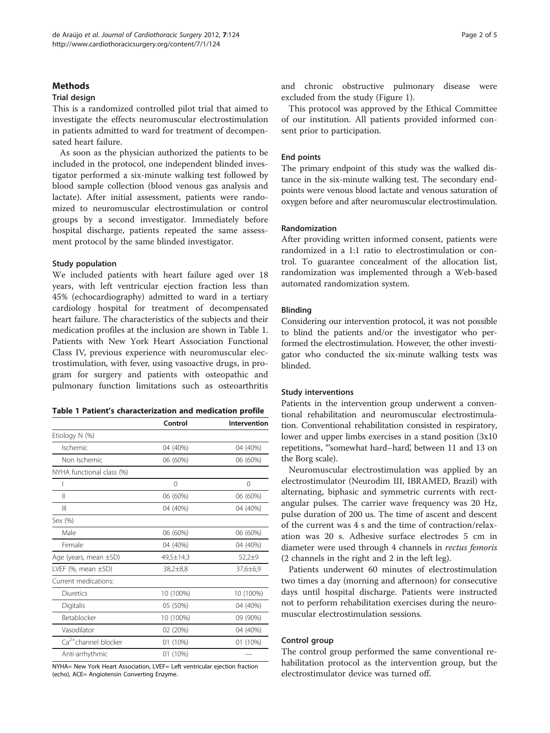## Methods

### Trial design

This is a randomized controlled pilot trial that aimed to investigate the effects neuromuscular electrostimulation in patients admitted to ward for treatment of decompensated heart failure.

As soon as the physician authorized the patients to be included in the protocol, one independent blinded investigator performed a six-minute walking test followed by blood sample collection (blood venous gas analysis and lactate). After initial assessment, patients were randomized to neuromuscular electrostimulation or control groups by a second investigator. Immediately before hospital discharge, patients repeated the same assessment protocol by the same blinded investigator.

### Study population

We included patients with heart failure aged over 18 years, with left ventricular ejection fraction less than 45% (echocardiography) admitted to ward in a tertiary cardiology hospital for treatment of decompensated heart failure. The characteristics of the subjects and their medication profiles at the inclusion are shown in Table 1. Patients with New York Heart Association Functional Class IV, previous experience with neuromuscular electrostimulation, with fever, using vasoactive drugs, in program for surgery and patients with osteopathic and pulmonary function limitations such as osteoarthritis and chronic obstructive pulmonary disease were excluded from the study (Figure 1).

**Table 1 Patient's characterization and medication profile**

| | Control | Intervention |
|---|---|---|
| Etiology N (%) | | |
| Ischemic | 04 (40%) | 04 (40%) |
| Non Ischemic | 06 (60%) | 06 (60%) |
| NYHA functional class (%) | | |
| I | 0 | 0 |
| II | 06 (60%) | 06 (60%) |
| III | 04 (40%) | 04 (40%) |
| Sex (%) | | |
| Male | 06 (60%) | 06 (60%) |
| Female | 04 (40%) | 04 (40%) |
| Age (years, mean ±SD) | 49,5±14,3 | 52,2±9 |
| LVEF (%, mean ±SD) | 38,2±8,8 | 37,6±6,9 |
| Current medications: | | |
| Diuretics | 10 (100%) | 10 (100%) |
| Digitalis | 05 (50%) | 04 (40%) |
| Betablocker | 10 (100%) | 09 (90%) |
| Vasodilator | 02 (20%) | 04 (40%) |
| $Ca^{2+}$channel blocker | 01 (10%) | 01 (10%) |
| Anti-arrhythmic | 01 (10%) | — |

NYHA= New York Heart Association, LVEF= Left ventricular ejection fraction (echo), ACE= Angiotensin Converting Enzyme.

This protocol was approved by the Ethical Committee of our institution. All patients provided informed consent prior to participation.

### End points

The primary endpoint of this study was the walked distance in the six-minute walking test. The secondary endpoints were venous blood lactate and venous saturation of oxygen before and after neuromuscular electrostimulation.

### Randomization

After providing written informed consent, patients were randomized in a 1:1 ratio to electrostimulation or control. To guarantee concealment of the allocation list, randomization was implemented through a Web-based automated randomization system.

### Blinding

Considering our intervention protocol, it was not possible to blind the patients and/or the investigator who performed the electrostimulation. However, the other investigator who conducted the six-minute walking tests was blinded.

### Study interventions

Patients in the intervention group underwent a conventional rehabilitation and neuromuscular electrostimulation. Conventional rehabilitation consisted in respiratory, lower and upper limbs exercises in a stand position (3x10 repetitions, "'somewhat hard–hard', between 11 and 13 on the Borg scale).

Neuromuscular electrostimulation was applied by an electrostimulator (Neurodim III, IBRAMED, Brazil) with alternating, biphasic and symmetric currents with rectangular pulses. The carrier wave frequency was 20 Hz, pulse duration of 200 us. The time of ascent and descent of the current was 4 s and the time of contraction/relaxation was 20 s. Adhesive surface electrodes 5 cm in diameter were used through 4 channels in *rectus femoris* (2 channels in the right and 2 in the left leg).

Patients underwent 60 minutes of electrostimulation two times a day (morning and afternoon) for consecutive days until hospital discharge. Patients were instructed not to perform rehabilitation exercises during the neuromuscular electrostimulation sessions.

### Control group

The control group performed the same conventional rehabilitation protocol as the intervention group, but the electrostimulator device was turned off.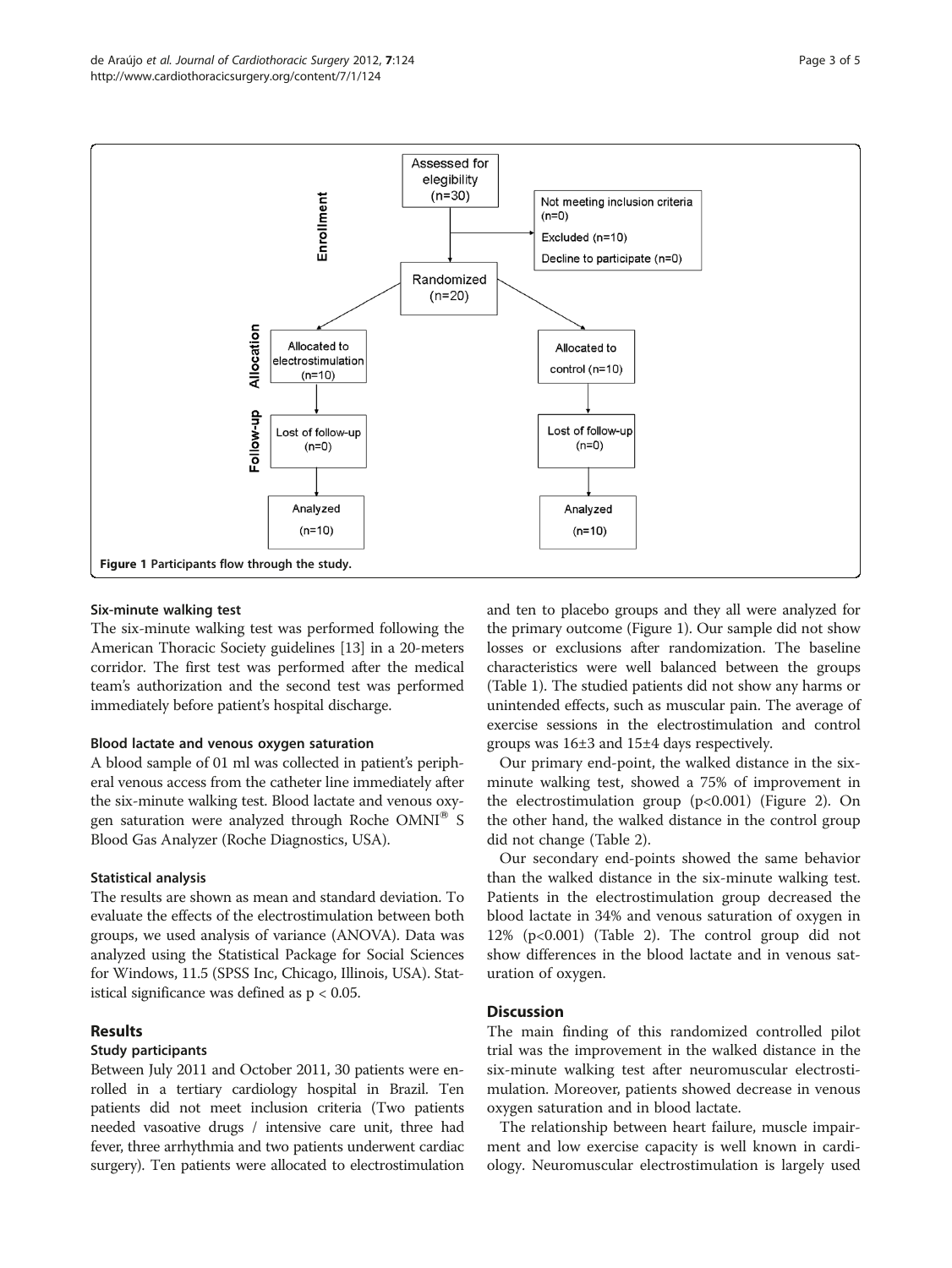Figure 1 Participants flow through the study.

### Six-minute walking test

The six-minute walking test was performed following the American Thoracic Society guidelines [13] in a 20-meters corridor. The first test was performed after the medical team's authorization and the second test was performed immediately before patient's hospital discharge.

### Blood lactate and venous oxygen saturation

A blood sample of 01 ml was collected in patient's peripheral venous access from the catheter line immediately after the six-minute walking test. Blood lactate and venous oxygen saturation were analyzed through Roche OMNI® S Blood Gas Analyzer (Roche Diagnostics, USA).

### Statistical analysis

The results are shown as mean and standard deviation. To evaluate the effects of the electrostimulation between both groups, we used analysis of variance (ANOVA). Data was analyzed using the Statistical Package for Social Sciences for Windows, 11.5 (SPSS Inc, Chicago, Illinois, USA). Statistical significance was defined as $p < 0.05$.

## Results

### Study participants

Between July 2011 and October 2011, 30 patients were enrolled in a tertiary cardiology hospital in Brazil. Ten patients did not meet inclusion criteria (Two patients needed vasoative drugs / intensive care unit, three had fever, three arrhythmia and two patients underwent cardiac surgery). Ten patients were allocated to electrostimulation and ten to placebo groups and they all were analyzed for the primary outcome (Figure 1). Our sample did not show losses or exclusions after randomization. The baseline characteristics were well balanced between the groups (Table 1). The studied patients did not show any harms or unintended effects, such as muscular pain. The average of exercise sessions in the electrostimulation and control groups was 16±3 and 15±4 days respectively.

Our primary end-point, the walked distance in the six-minute walking test, showed a 75% of improvement in the electrostimulation group ($p<0.001$) (Figure 2). On the other hand, the walked distance in the control group did not change (Table 2).

Our secondary end-points showed the same behavior than the walked distance in the six-minute walking test. Patients in the electrostimulation group decreased the blood lactate in 34% and venous saturation of oxygen in 12% ($p<0.001$) (Table 2). The control group did not show differences in the blood lactate and in venous saturation of oxygen.

## Discussion

The main finding of this randomized controlled pilot trial was the improvement in the walked distance in the six-minute walking test after neuromuscular electrostimulation. Moreover, patients showed decrease in venous oxygen saturation and in blood lactate.

The relationship between heart failure, muscle impairment and low exercise capacity is well known in cardiology. Neuromuscular electrostimulation is largely used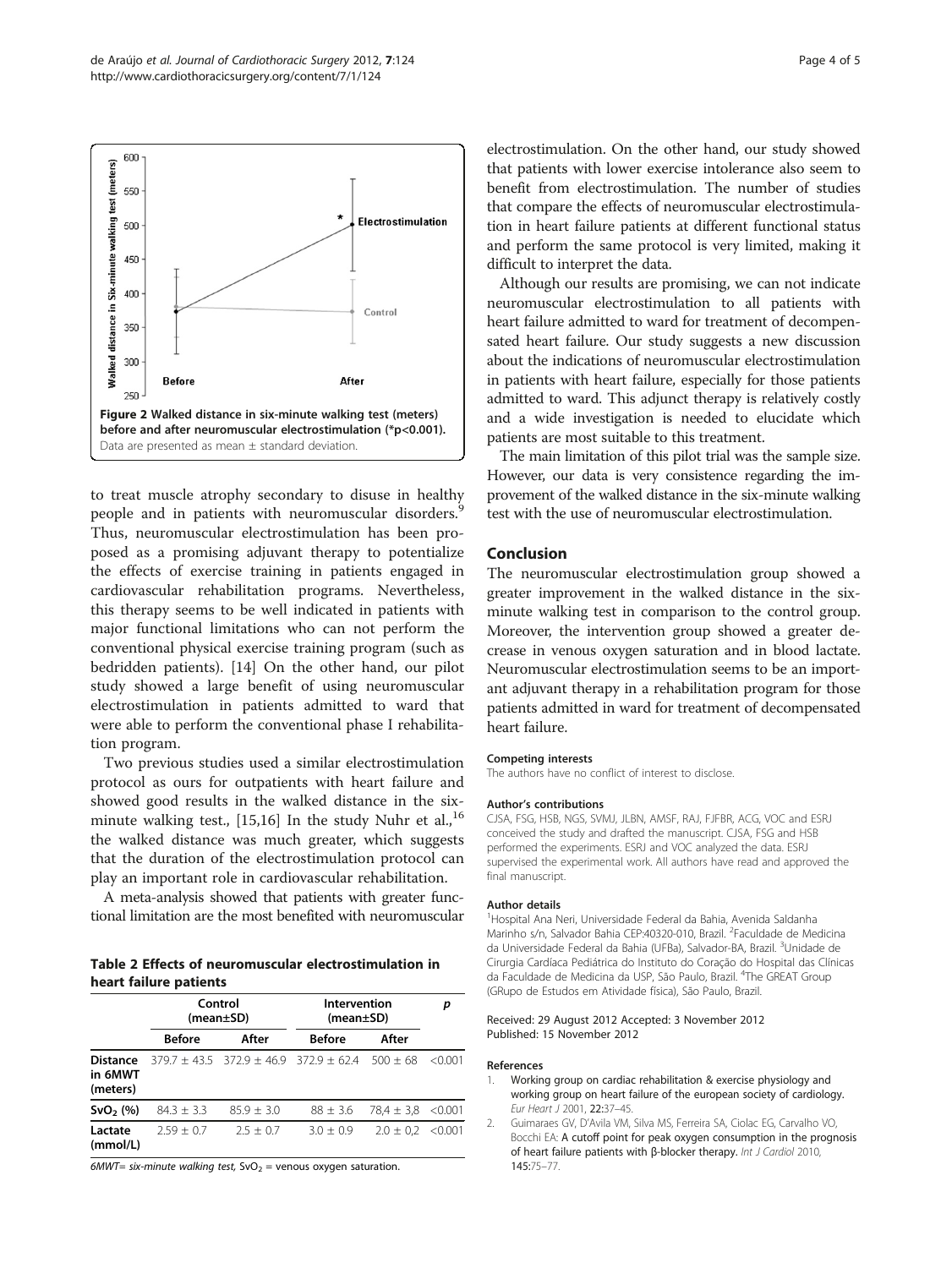Figure 2 Walked distance in six-minute walking test (meters) before and after neuromuscular electrostimulation (*p<0.001). Data are presented as mean ± standard deviation.

to treat muscle atrophy secondary to disuse in healthy people and in patients with neuromuscular disorders.[9] Thus, neuromuscular electrostimulation has been proposed as a promising adjuvant therapy to potentialize the effects of exercise training in patients engaged in cardiovascular rehabilitation programs. Nevertheless, this therapy seems to be well indicated in patients with major functional limitations who can not perform the conventional physical exercise training program (such as bedridden patients). [14] On the other hand, our pilot study showed a large benefit of using neuromuscular electrostimulation in patients admitted to ward that were able to perform the conventional phase I rehabilitation program.

Two previous studies used a similar electrostimulation protocol as ours for outpatients with heart failure and showed good results in the walked distance in the six-minute walking test., [15,16] In the study Nuhr et al.,[16] the walked distance was much greater, which suggests that the duration of the electrostimulation protocol can play an important role in cardiovascular rehabilitation.

A meta-analysis showed that patients with greater functional limitation are the most benefited with neuromuscular electrostimulation. On the other hand, our study showed that patients with lower exercise intolerance also seem to benefit from electrostimulation. The number of studies that compare the effects of neuromuscular electrostimulation in heart failure patients at different functional status and perform the same protocol is very limited, making it difficult to interpret the data.

Although our results are promising, we can not indicate neuromuscular electrostimulation to all patients with heart failure admitted to ward for treatment of decompensated heart failure. Our study suggests a new discussion about the indications of neuromuscular electrostimulation in patients with heart failure, especially for those patients admitted to ward. This adjunct therapy is relatively costly and a wide investigation is needed to elucidate which patients are most suitable to this treatment.

The main limitation of this pilot trial was the sample size. However, our data is very consistence regarding the improvement of the walked distance in the six-minute walking test with the use of neuromuscular electrostimulation.

**Table 2 Effects of neuromuscular electrostimulation in heart failure patients**

| | Control (mean±SD) | | Intervention (mean±SD) | | p |
|---|---|---|---|---|---|
| | Before | After | Before | After | |
| **Distance in 6MWT (meters)** | 379.7 ± 43.5 | 372.9 ± 46.9 | 372.9 ± 62.4 | 500 ± 68 | <0.001 |
| **$SvO_2$ (%)** | 84.3 ± 3.3 | 85.9 ± 3.0 | 88 ± 3.6 | 78,4 ± 3,8 | <0.001 |
| **Lactate (mmol/L)** | 2.59 ± 0.7 | 2.5 ± 0.7 | 3.0 ± 0.9 | 2.0 ± 0,2 | <0.001 |

*6MWT= six-minute walking test, $SvO_2$ = venous oxygen saturation.*

## Conclusion

The neuromuscular electrostimulation group showed a greater improvement in the walked distance in the six-minute walking test in comparison to the control group. Moreover, the intervention group showed a greater decrease in venous oxygen saturation and in blood lactate. Neuromuscular electrostimulation seems to be an important adjuvant therapy in a rehabilitation program for those patients admitted in ward for treatment of decompensated heart failure.

#### Competing interests

The authors have no conflict of interest to disclose.

#### Author's contributions

CJSA, FSG, HSB, NGS, SVMJ, JLBN, AMSF, RAJ, FJFBR, ACG, VOC and ESRJ conceived the study and drafted the manuscript. CJSA, FSG and HSB performed the experiments. ESRJ and VOC analyzed the data. ESRJ supervised the experimental work. All authors have read and approved the final manuscript.

#### Author details

[1]Hospital Ana Neri, Universidade Federal da Bahia, Avenida Saldanha Marinho s/n, Salvador Bahia CEP:40320-010, Brazil. [2]Faculdade de Medicina da Universidade Federal da Bahia (UFBa), Salvador-BA, Brazil. [3]Unidade de Cirurgia Cardíaca Pediátrica do Instituto do Coração do Hospital das Clínicas da Faculdade de Medicina da USP, São Paulo, Brazil. [4]The GREAT Group (GRupo de Estudos em Atividade física), São Paulo, Brazil.

Received: 29 August 2012 Accepted: 3 November 2012
Published: 15 November 2012

#### References

1. Working group on cardiac rehabilitation & exercise physiology and working group on heart failure of the european society of cardiology. *Eur Heart J* 2001, **22**:37–45.
2. Guimaraes GV, D'Avila VM, Silva MS, Ferreira SA, Ciolac EG, Carvalho VO, Bocchi EA: A cutoff point for peak oxygen consumption in the prognosis of heart failure patients with β-blocker therapy. *Int J Cardiol* 2010, **145**:75–77.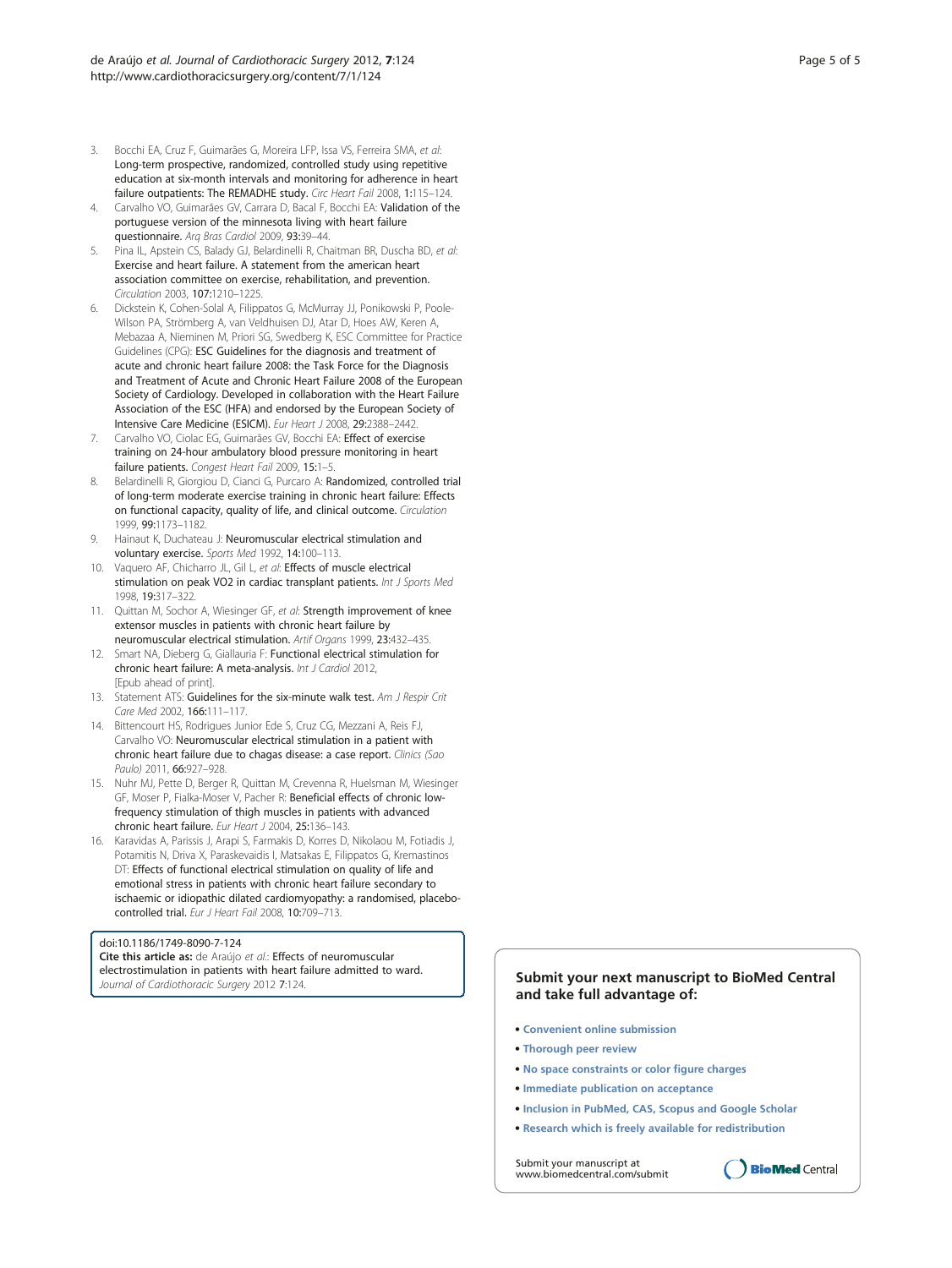3. Bocchi EA, Cruz F, Guimarães G, Moreira LFP, Issa VS, Ferreira SMA, *et al*: **Long-term prospective, randomized, controlled study using repetitive education at six-month intervals and monitoring for adherence in heart failure outpatients: The REMADHE study.** *Circ Heart Fail* 2008, **1**:115–124.
4. Carvalho VO, Guimarães GV, Carrara D, Bacal F, Bocchi EA: **Validation of the portuguese version of the minnesota living with heart failure questionnaire.** *Arq Bras Cardiol* 2009, **93**:39–44.
5. Pina IL, Apstein CS, Balady GJ, Belardinelli R, Chaitman BR, Duscha BD, *et al*: **Exercise and heart failure. A statement from the american heart association committee on exercise, rehabilitation, and prevention.** *Circulation* 2003, **107**:1210–1225.
6. Dickstein K, Cohen-Solal A, Filippatos G, McMurray JJ, Ponikowski P, Poole-Wilson PA, Strömberg A, van Veldhuisen DJ, Atar D, Hoes AW, Keren A, Mebazaa A, Nieminen M, Priori SG, Swedberg K, ESC Committee for Practice Guidelines (CPG): **ESC Guidelines for the diagnosis and treatment of acute and chronic heart failure 2008: the Task Force for the Diagnosis and Treatment of Acute and Chronic Heart Failure 2008 of the European Society of Cardiology. Developed in collaboration with the Heart Failure Association of the ESC (HFA) and endorsed by the European Society of Intensive Care Medicine (ESICM).** *Eur Heart J* 2008, **29**:2388–2442.
7. Carvalho VO, Ciolac EG, Guimarães GV, Bocchi EA: **Effect of exercise training on 24-hour ambulatory blood pressure monitoring in heart failure patients.** *Congest Heart Fail* 2009, **15**:1–5.
8. Belardinelli R, Giorgiou D, Cianci G, Purcaro A: **Randomized, controlled trial of long-term moderate exercise training in chronic heart failure: Effects on functional capacity, quality of life, and clinical outcome.** *Circulation* 1999, **99**:1173–1182.
9. Hainaut K, Duchateau J: **Neuromuscular electrical stimulation and voluntary exercise.** *Sports Med* 1992, **14**:100–113.
10. Vaquero AF, Chicharro JL, Gil L, *et al*: **Effects of muscle electrical stimulation on peak VO2 in cardiac transplant patients.** *Int J Sports Med* 1998, **19**:317–322.
11. Quittan M, Sochor A, Wiesinger GF, *et al*: **Strength improvement of knee extensor muscles in patients with chronic heart failure by neuromuscular electrical stimulation.** *Artif Organs* 1999, **23**:432–435.
12. Smart NA, Dieberg G, Giallauria F: **Functional electrical stimulation for chronic heart failure: A meta-analysis.** *Int J Cardiol* 2012, [Epub ahead of print].
13. Statement ATS: **Guidelines for the six-minute walk test.** *Am J Respir Crit Care Med* 2002, **166**:111–117.
14. Bittencourt HS, Rodrigues Junior Ede S, Cruz CG, Mezzani A, Reis FJ, Carvalho VO: **Neuromuscular electrical stimulation in a patient with chronic heart failure due to chagas disease: a case report.** *Clinics (Sao Paulo)* 2011, **66**:927–928.
15. Nuhr MJ, Pette D, Berger R, Quittan M, Crevenna R, Huelsman M, Wiesinger GF, Moser P, Fialka-Moser V, Pacher R: **Beneficial effects of chronic low-frequency stimulation of thigh muscles in patients with advanced chronic heart failure.** *Eur Heart J* 2004, **25**:136–143.
16. Karavidas A, Parissis J, Arapi S, Farmakis D, Korres D, Nikolaou M, Fotiadis J, Potamitis N, Driva X, Paraskevaidis I, Matsakas E, Filippatos G, Kremastinos DT: **Effects of functional electrical stimulation on quality of life and emotional stress in patients with chronic heart failure secondary to ischaemic or idiopathic dilated cardiomyopathy: a randomised, placebo-controlled trial.** *Eur J Heart Fail* 2008, **10**:709–713.

doi:10.1186/1749-8090-7-124

**Cite this article as:** de Araújo *et al.*: Effects of neuromuscular electrostimulation in patients with heart failure admitted to ward. *Journal of Cardiothoracic Surgery* 2012 **7**:124.

**Submit your next manuscript to BioMed Central and take full advantage of:**

- **Convenient online submission**
- **Thorough peer review**
- **No space constraints or color figure charges**
- **Immediate publication on acceptance**
- **Inclusion in PubMed, CAS, Scopus and Google Scholar**
- **Research which is freely available for redistribution**

Submit your manuscript at www.biomedcentral.com/submit

BioMed Central